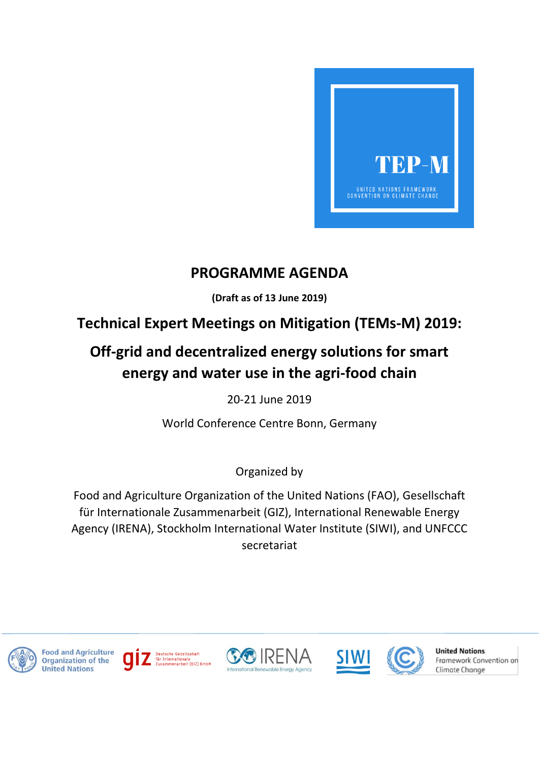TEP-M

UNITED NATIONS FRAMEWORK CONVENTION ON CLIMATE CHANGE

# PROGRAMME AGENDA

**(Draft as of 13 June 2019)**

## Technical Expert Meetings on Mitigation (TEMs-M) 2019:

## Off-grid and decentralized energy solutions for smart energy and water use in the agri-food chain

20-21 June 2019

World Conference Centre Bonn, Germany

Organized by

Food and Agriculture Organization of the United Nations (FAO), Gesellschaft für Internationale Zusammenarbeit (GIZ), International Renewable Energy Agency (IRENA), Stockholm International Water Institute (SIWI), and UNFCCC secretariat

Food and Agriculture Organization of the United Nations | giz Deutsche Gesellschaft für Internationale Zusammenarbeit (GIZ) GmbH | IRENA International Renewable Energy Agency | SIWI | United Nations Framework Convention on Climate Change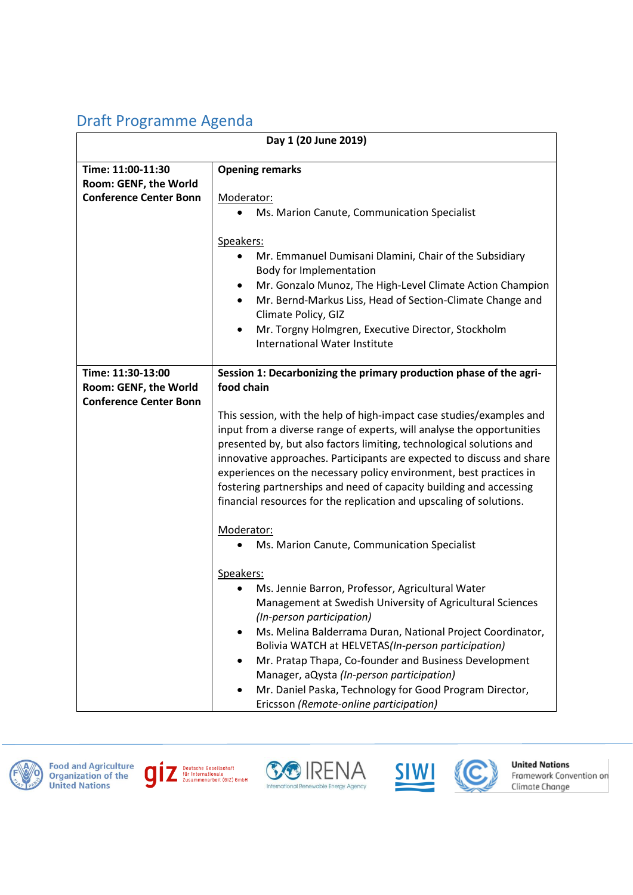## Draft Programme Agenda

| Day 1 (20 June 2019) | |
|---|---|
| **Time: 11:00-11:30**<br>**Room: GENF, the World Conference Center Bonn** | **Opening remarks**<br><br>Moderator:<br>• Ms. Marion Canute, Communication Specialist<br><br>Speakers:<br>• Mr. Emmanuel Dumisani Dlamini, Chair of the Subsidiary Body for Implementation<br>• Mr. Gonzalo Munoz, The High-Level Climate Action Champion<br>• Mr. Bernd-Markus Liss, Head of Section-Climate Change and Climate Policy, GIZ<br>• Mr. Torgny Holmgren, Executive Director, Stockholm International Water Institute |
| **Time: 11:30-13:00**<br>**Room: GENF, the World Conference Center Bonn** | **Session 1: Decarbonizing the primary production phase of the agri-food chain**<br><br>This session, with the help of high-impact case studies/examples and input from a diverse range of experts, will analyse the opportunities presented by, but also factors limiting, technological solutions and innovative approaches. Participants are expected to discuss and share experiences on the necessary policy environment, best practices in fostering partnerships and need of capacity building and accessing financial resources for the replication and upscaling of solutions.<br><br>Moderator:<br>• Ms. Marion Canute, Communication Specialist<br><br>Speakers:<br>• Ms. Jennie Barron, Professor, Agricultural Water Management at Swedish University of Agricultural Sciences *(In-person participation)*<br>• Ms. Melina Balderrama Duran, National Project Coordinator, Bolivia WATCH at HELVETAS*(In-person participation)*<br>• Mr. Pratap Thapa, Co-founder and Business Development Manager, aQysta *(In-person participation)*<br>• Mr. Daniel Paska, Technology for Good Program Director, Ericsson *(Remote-online participation)* |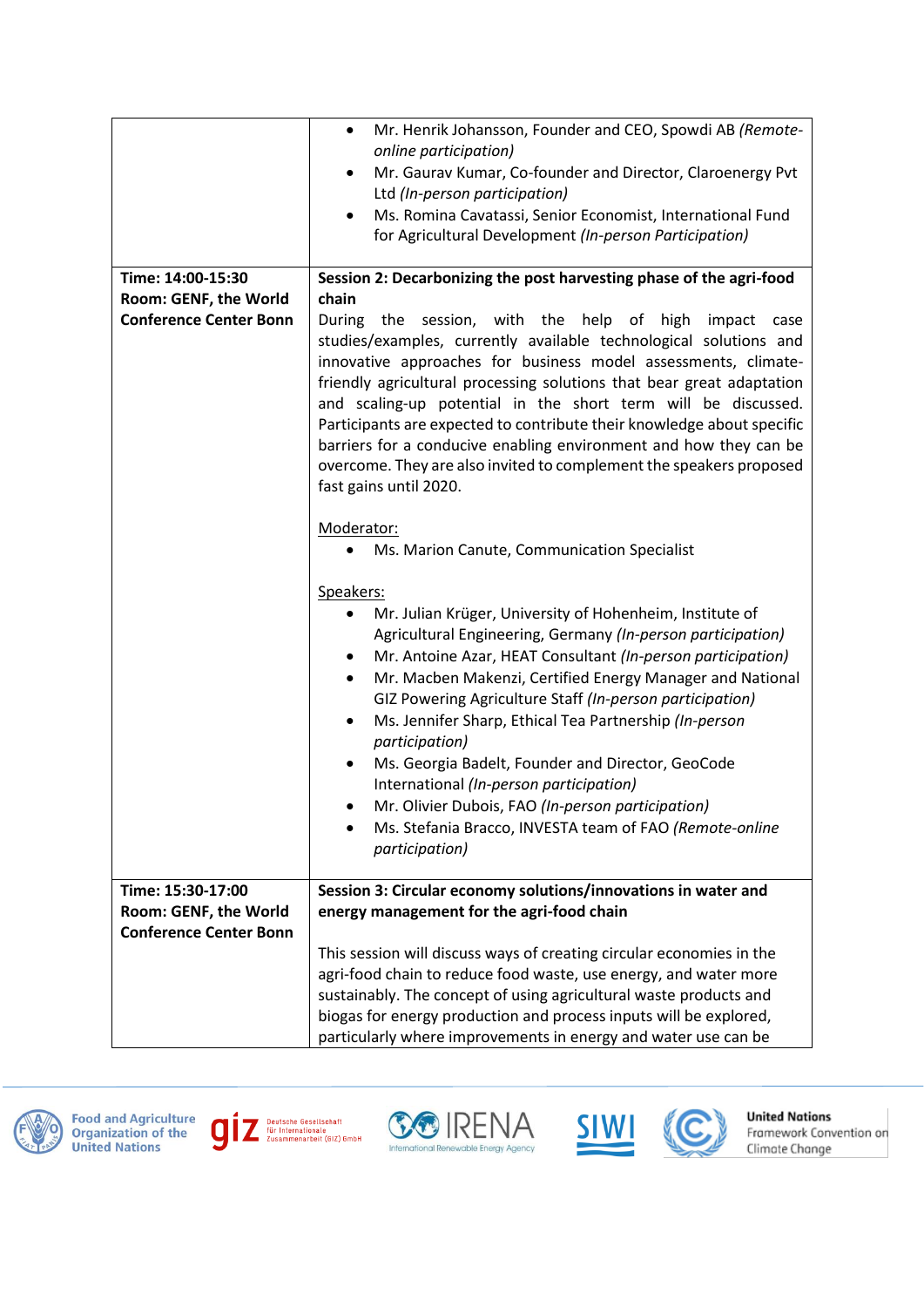| | |
|---|---|
| | • Mr. Henrik Johansson, Founder and CEO, Spowdi AB *(Remote-online participation)*<br>• Mr. Gaurav Kumar, Co-founder and Director, Claroenergy Pvt Ltd *(In-person participation)*<br>• Ms. Romina Cavatassi, Senior Economist, International Fund for Agricultural Development *(In-person Participation)* |
| **Time: 14:00-15:30**<br>**Room: GENF, the World Conference Center Bonn** | **Session 2: Decarbonizing the post harvesting phase of the agri-food chain**<br>During the session, with the help of high impact case studies/examples, currently available technological solutions and innovative approaches for business model assessments, climate-friendly agricultural processing solutions that bear great adaptation and scaling-up potential in the short term will be discussed. Participants are expected to contribute their knowledge about specific barriers for a conducive enabling environment and how they can be overcome. They are also invited to complement the speakers proposed fast gains until 2020.<br><br>Moderator:<br>• Ms. Marion Canute, Communication Specialist<br><br>Speakers:<br>• Mr. Julian Krüger, University of Hohenheim, Institute of Agricultural Engineering, Germany *(In-person participation)*<br>• Mr. Antoine Azar, HEAT Consultant *(In-person participation)*<br>• Mr. Macben Makenzi, Certified Energy Manager and National GIZ Powering Agriculture Staff *(In-person participation)*<br>• Ms. Jennifer Sharp, Ethical Tea Partnership *(In-person participation)*<br>• Ms. Georgia Badelt, Founder and Director, GeoCode International *(In-person participation)*<br>• Mr. Olivier Dubois, FAO *(In-person participation)*<br>• Ms. Stefania Bracco, INVESTA team of FAO *(Remote-online participation)* |
| **Time: 15:30-17:00**<br>**Room: GENF, the World Conference Center Bonn** | **Session 3: Circular economy solutions/innovations in water and energy management for the agri-food chain**<br><br>This session will discuss ways of creating circular economies in the agri-food chain to reduce food waste, use energy, and water more sustainably. The concept of using agricultural waste products and biogas for energy production and process inputs will be explored, particularly where improvements in energy and water use can be |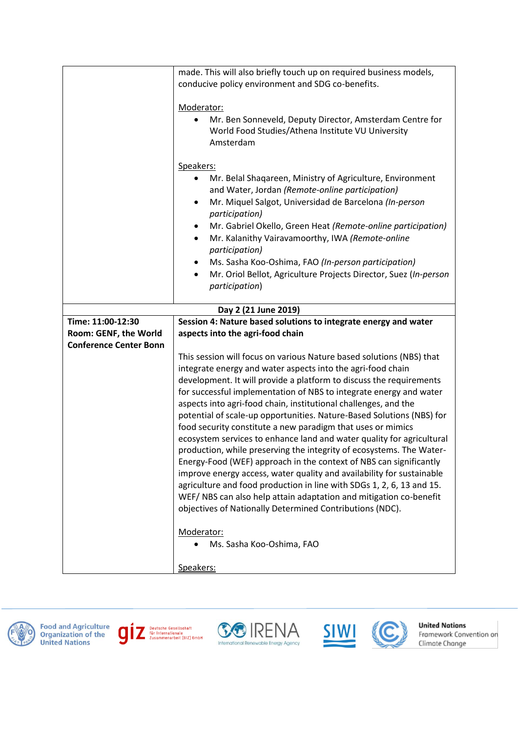| | |
|---|---|
| | made. This will also briefly touch up on required business models, conducive policy environment and SDG co-benefits.<br><br>Moderator:<br>• Mr. Ben Sonneveld, Deputy Director, Amsterdam Centre for World Food Studies/Athena Institute VU University Amsterdam<br><br>Speakers:<br>• Mr. Belal Shaqareen, Ministry of Agriculture, Environment and Water, Jordan *(Remote-online participation)*<br>• Mr. Miquel Salgot, Universidad de Barcelona *(In-person participation)*<br>• Mr. Gabriel Okello, Green Heat *(Remote-online participation)*<br>• Mr. Kalanithy Vairavamoorthy, IWA *(Remote-online participation)*<br>• Ms. Sasha Koo-Oshima, FAO *(In-person participation)*<br>• Mr. Oriol Bellot, Agriculture Projects Director, Suez (*In-person participation*) |
| **Day 2 (21 June 2019)** | |
| **Time: 11:00-12:30**<br>**Room: GENF, the World Conference Center Bonn** | **Session 4: Nature based solutions to integrate energy and water aspects into the agri-food chain**<br><br>This session will focus on various Nature based solutions (NBS) that integrate energy and water aspects into the agri-food chain development. It will provide a platform to discuss the requirements for successful implementation of NBS to integrate energy and water aspects into agri-food chain, institutional challenges, and the potential of scale-up opportunities. Nature-Based Solutions (NBS) for food security constitute a new paradigm that uses or mimics ecosystem services to enhance land and water quality for agricultural production, while preserving the integrity of ecosystems. The Water-Energy-Food (WEF) approach in the context of NBS can significantly improve energy access, water quality and availability for sustainable agriculture and food production in line with SDGs 1, 2, 6, 13 and 15. WEF/ NBS can also help attain adaptation and mitigation co-benefit objectives of Nationally Determined Contributions (NDC).<br><br>Moderator:<br>• Ms. Sasha Koo-Oshima, FAO<br><br>Speakers: |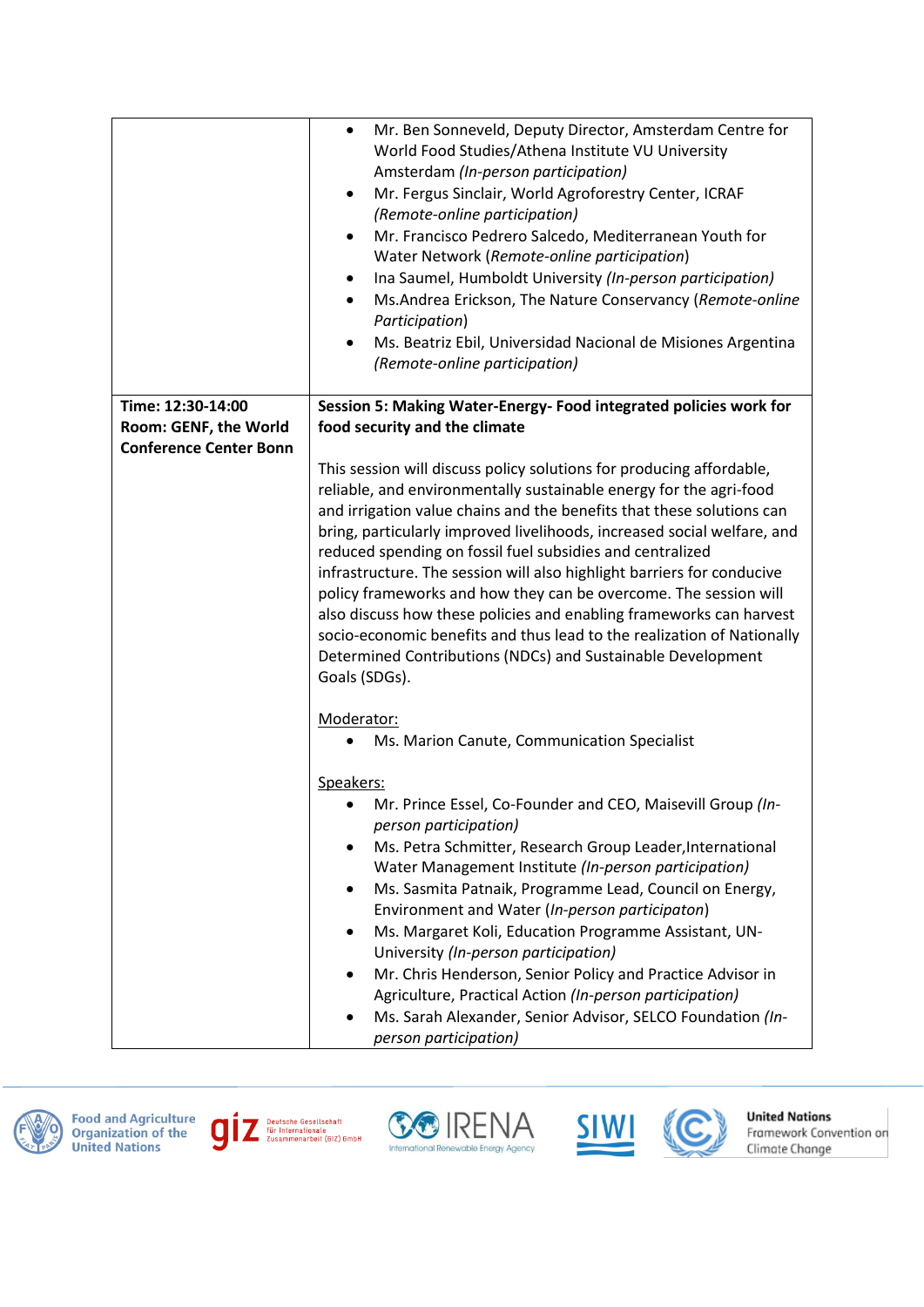| | |
|---|---|
| | • Mr. Ben Sonneveld, Deputy Director, Amsterdam Centre for World Food Studies/Athena Institute VU University Amsterdam *(In-person participation)*<br>• Mr. Fergus Sinclair, World Agroforestry Center, ICRAF *(Remote-online participation)*<br>• Mr. Francisco Pedrero Salcedo, Mediterranean Youth for Water Network (*Remote-online participation*)<br>• Ina Saumel, Humboldt University *(In-person participation)*<br>• Ms.Andrea Erickson, The Nature Conservancy (*Remote-online Participation*)<br>• Ms. Beatriz Ebil, Universidad Nacional de Misiones Argentina *(Remote-online participation)* |
| **Time: 12:30-14:00**<br>**Room: GENF, the World Conference Center Bonn** | **Session 5: Making Water-Energy- Food integrated policies work for food security and the climate**<br><br>This session will discuss policy solutions for producing affordable, reliable, and environmentally sustainable energy for the agri-food and irrigation value chains and the benefits that these solutions can bring, particularly improved livelihoods, increased social welfare, and reduced spending on fossil fuel subsidies and centralized infrastructure. The session will also highlight barriers for conducive policy frameworks and how they can be overcome. The session will also discuss how these policies and enabling frameworks can harvest socio-economic benefits and thus lead to the realization of Nationally Determined Contributions (NDCs) and Sustainable Development Goals (SDGs).<br><br>Moderator:<br>• Ms. Marion Canute, Communication Specialist<br><br>Speakers:<br>• Mr. Prince Essel, Co-Founder and CEO, Maisevill Group *(In-person participation)*<br>• Ms. Petra Schmitter, Research Group Leader,International Water Management Institute *(In-person participation)*<br>• Ms. Sasmita Patnaik, Programme Lead, Council on Energy, Environment and Water (*In-person participaton*)<br>• Ms. Margaret Koli, Education Programme Assistant, UN-University *(In-person participation)*<br>• Mr. Chris Henderson, Senior Policy and Practice Advisor in Agriculture, Practical Action *(In-person participation)*<br>• Ms. Sarah Alexander, Senior Advisor, SELCO Foundation *(In-person participation)* |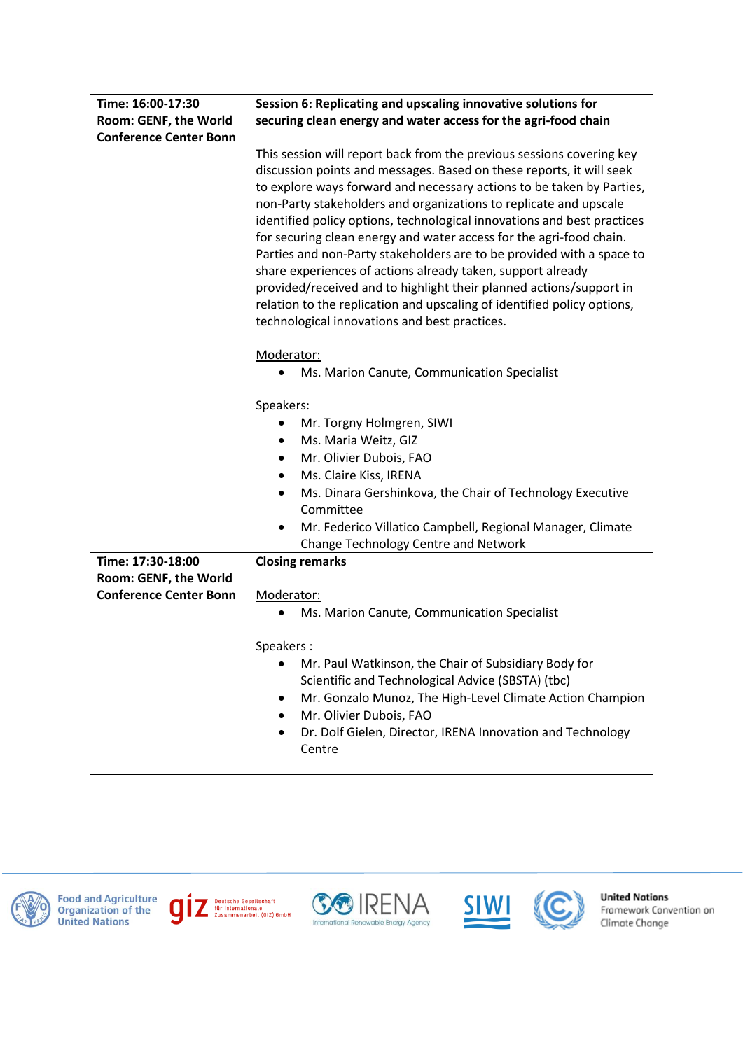| | |
|---|---|
| **Time: 16:00-17:30**<br>**Room: GENF, the World Conference Center Bonn** | **Session 6: Replicating and upscaling innovative solutions for securing clean energy and water access for the agri-food chain**<br><br>This session will report back from the previous sessions covering key discussion points and messages. Based on these reports, it will seek to explore ways forward and necessary actions to be taken by Parties, non-Party stakeholders and organizations to replicate and upscale identified policy options, technological innovations and best practices for securing clean energy and water access for the agri-food chain. Parties and non-Party stakeholders are to be provided with a space to share experiences of actions already taken, support already provided/received and to highlight their planned actions/support in relation to the replication and upscaling of identified policy options, technological innovations and best practices.<br><br><u>Moderator:</u><br>• Ms. Marion Canute, Communication Specialist<br><br><u>Speakers:</u><br>• Mr. Torgny Holmgren, SIWI<br>• Ms. Maria Weitz, GIZ<br>• Mr. Olivier Dubois, FAO<br>• Ms. Claire Kiss, IRENA<br>• Ms. Dinara Gershinkova, the Chair of Technology Executive Committee<br>• Mr. Federico Villatico Campbell, Regional Manager, Climate Change Technology Centre and Network |
| **Time: 17:30-18:00**<br>**Room: GENF, the World Conference Center Bonn** | **Closing remarks**<br><br><u>Moderator:</u><br>• Ms. Marion Canute, Communication Specialist<br><br><u>Speakers :</u><br>• Mr. Paul Watkinson, the Chair of Subsidiary Body for Scientific and Technological Advice (SBSTA) (tbc)<br>• Mr. Gonzalo Munoz, The High-Level Climate Action Champion<br>• Mr. Olivier Dubois, FAO<br>• Dr. Dolf Gielen, Director, IRENA Innovation and Technology Centre |